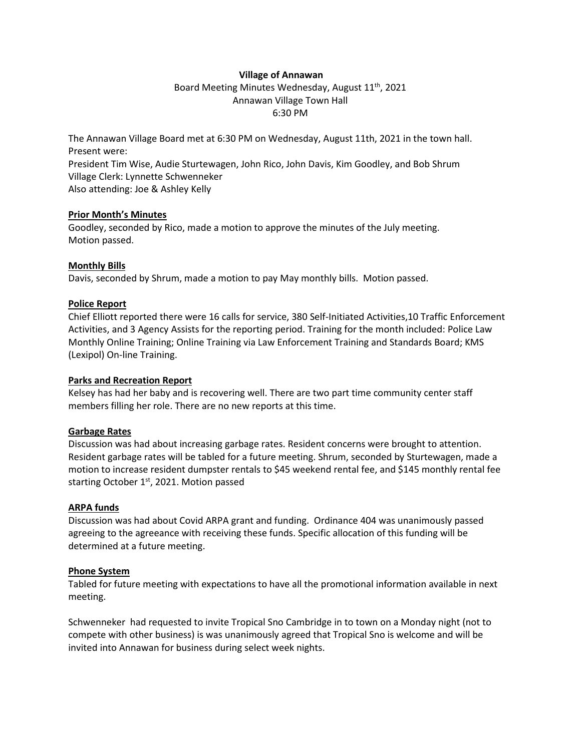**Village of Annawan**

Board Meeting Minutes Wednesday, August 11th, 2021

Annawan Village Town Hall

6:30 PM

The Annawan Village Board met at 6:30 PM on Wednesday, August 11th, 2021 in the town hall.
Present were:
President Tim Wise, Audie Sturtewagen, John Rico, John Davis, Kim Goodley, and Bob Shrum
Village Clerk: Lynnette Schwenneker
Also attending: Joe & Ashley Kelly

**Prior Month's Minutes**

Goodley, seconded by Rico, made a motion to approve the minutes of the July meeting.
Motion passed.

**Monthly Bills**

Davis, seconded by Shrum, made a motion to pay May monthly bills. Motion passed.

**Police Report**

Chief Elliott reported there were 16 calls for service, 380 Self-Initiated Activities,10 Traffic Enforcement Activities, and 3 Agency Assists for the reporting period. Training for the month included: Police Law Monthly Online Training; Online Training via Law Enforcement Training and Standards Board; KMS (Lexipol) On-line Training.

**Parks and Recreation Report**

Kelsey has had her baby and is recovering well. There are two part time community center staff members filling her role. There are no new reports at this time.

**Garbage Rates**

Discussion was had about increasing garbage rates. Resident concerns were brought to attention. Resident garbage rates will be tabled for a future meeting. Shrum, seconded by Sturtewagen, made a motion to increase resident dumpster rentals to $45 weekend rental fee, and $145 monthly rental fee starting October 1st, 2021. Motion passed

**ARPA funds**

Discussion was had about Covid ARPA grant and funding. Ordinance 404 was unanimously passed agreeing to the agreeance with receiving these funds. Specific allocation of this funding will be determined at a future meeting.

**Phone System**

Tabled for future meeting with expectations to have all the promotional information available in next meeting.

Schwenneker had requested to invite Tropical Sno Cambridge in to town on a Monday night (not to compete with other business) is was unanimously agreed that Tropical Sno is welcome and will be invited into Annawan for business during select week nights.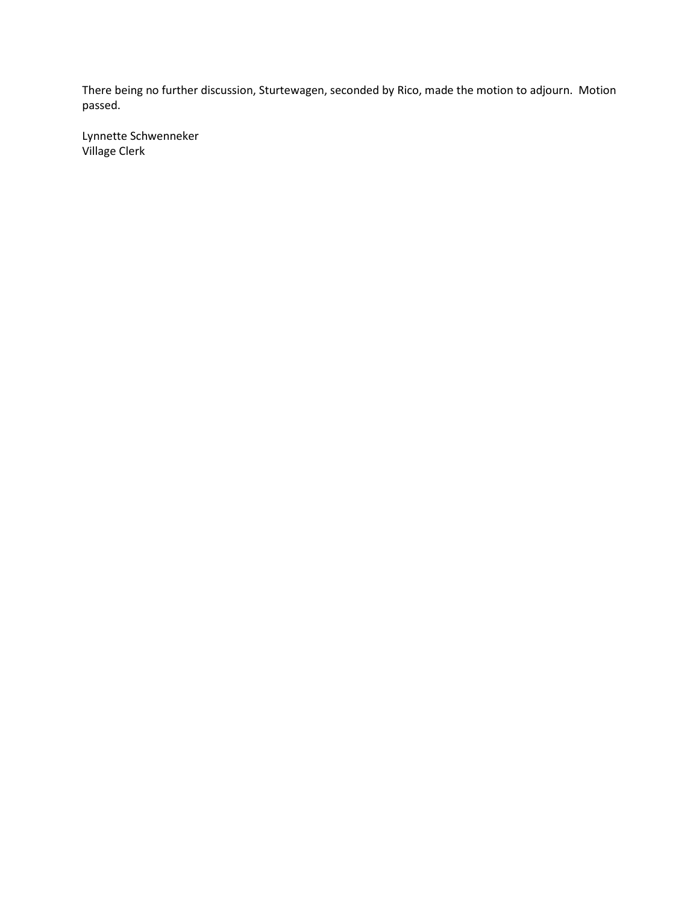There being no further discussion, Sturtewagen, seconded by Rico, made the motion to adjourn. Motion passed.

Lynnette Schwenneker
Village Clerk